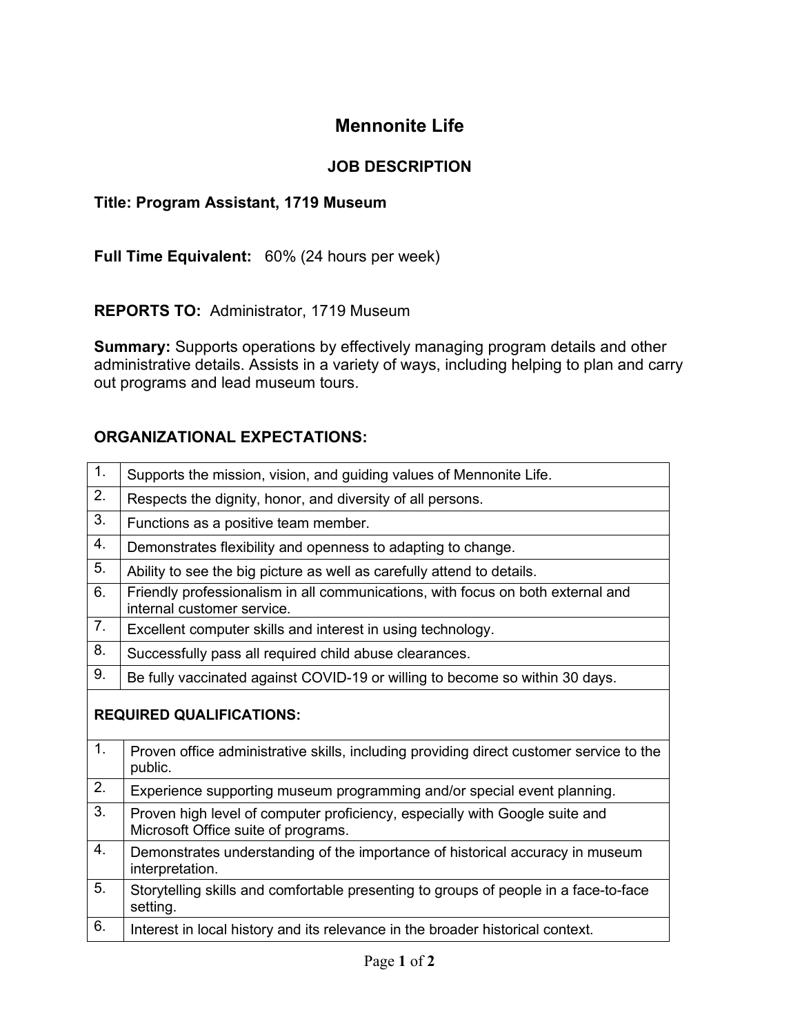# Mennonite Life

## JOB DESCRIPTION

**Title: Program Assistant, 1719 Museum**

**Full Time Equivalent:** 60% (24 hours per week)

**REPORTS TO:** Administrator, 1719 Museum

**Summary:** Supports operations by effectively managing program details and other administrative details. Assists in a variety of ways, including helping to plan and carry out programs and lead museum tours.

### ORGANIZATIONAL EXPECTATIONS:

| | |
|---|---|
| 1. | Supports the mission, vision, and guiding values of Mennonite Life. |
| 2. | Respects the dignity, honor, and diversity of all persons. |
| 3. | Functions as a positive team member. |
| 4. | Demonstrates flexibility and openness to adapting to change. |
| 5. | Ability to see the big picture as well as carefully attend to details. |
| 6. | Friendly professionalism in all communications, with focus on both external and internal customer service. |
| 7. | Excellent computer skills and interest in using technology. |
| 8. | Successfully pass all required child abuse clearances. |
| 9. | Be fully vaccinated against COVID-19 or willing to become so within 30 days. |

### REQUIRED QUALIFICATIONS:

| | |
|---|---|
| 1. | Proven office administrative skills, including providing direct customer service to the public. |
| 2. | Experience supporting museum programming and/or special event planning. |
| 3. | Proven high level of computer proficiency, especially with Google suite and Microsoft Office suite of programs. |
| 4. | Demonstrates understanding of the importance of historical accuracy in museum interpretation. |
| 5. | Storytelling skills and comfortable presenting to groups of people in a face-to-face setting. |
| 6. | Interest in local history and its relevance in the broader historical context. |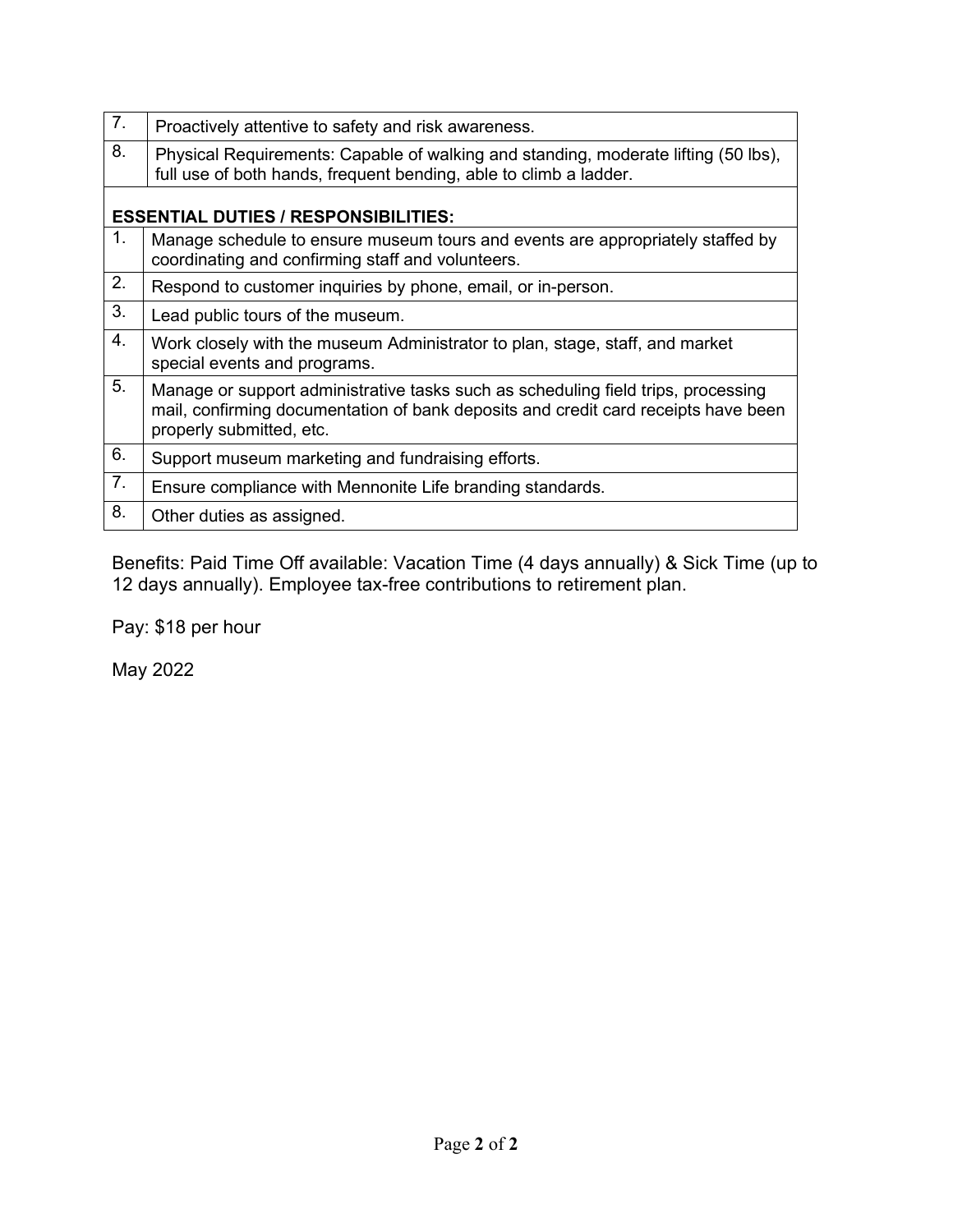| | |
|---|---|
| 7. | Proactively attentive to safety and risk awareness. |
| 8. | Physical Requirements: Capable of walking and standing, moderate lifting (50 lbs), full use of both hands, frequent bending, able to climb a ladder. |

**ESSENTIAL DUTIES / RESPONSIBILITIES:**

| | |
|---|---|
| 1. | Manage schedule to ensure museum tours and events are appropriately staffed by coordinating and confirming staff and volunteers. |
| 2. | Respond to customer inquiries by phone, email, or in-person. |
| 3. | Lead public tours of the museum. |
| 4. | Work closely with the museum Administrator to plan, stage, staff, and market special events and programs. |
| 5. | Manage or support administrative tasks such as scheduling field trips, processing mail, confirming documentation of bank deposits and credit card receipts have been properly submitted, etc. |
| 6. | Support museum marketing and fundraising efforts. |
| 7. | Ensure compliance with Mennonite Life branding standards. |
| 8. | Other duties as assigned. |

Benefits: Paid Time Off available: Vacation Time (4 days annually) & Sick Time (up to 12 days annually). Employee tax-free contributions to retirement plan.

Pay: $18 per hour

May 2022